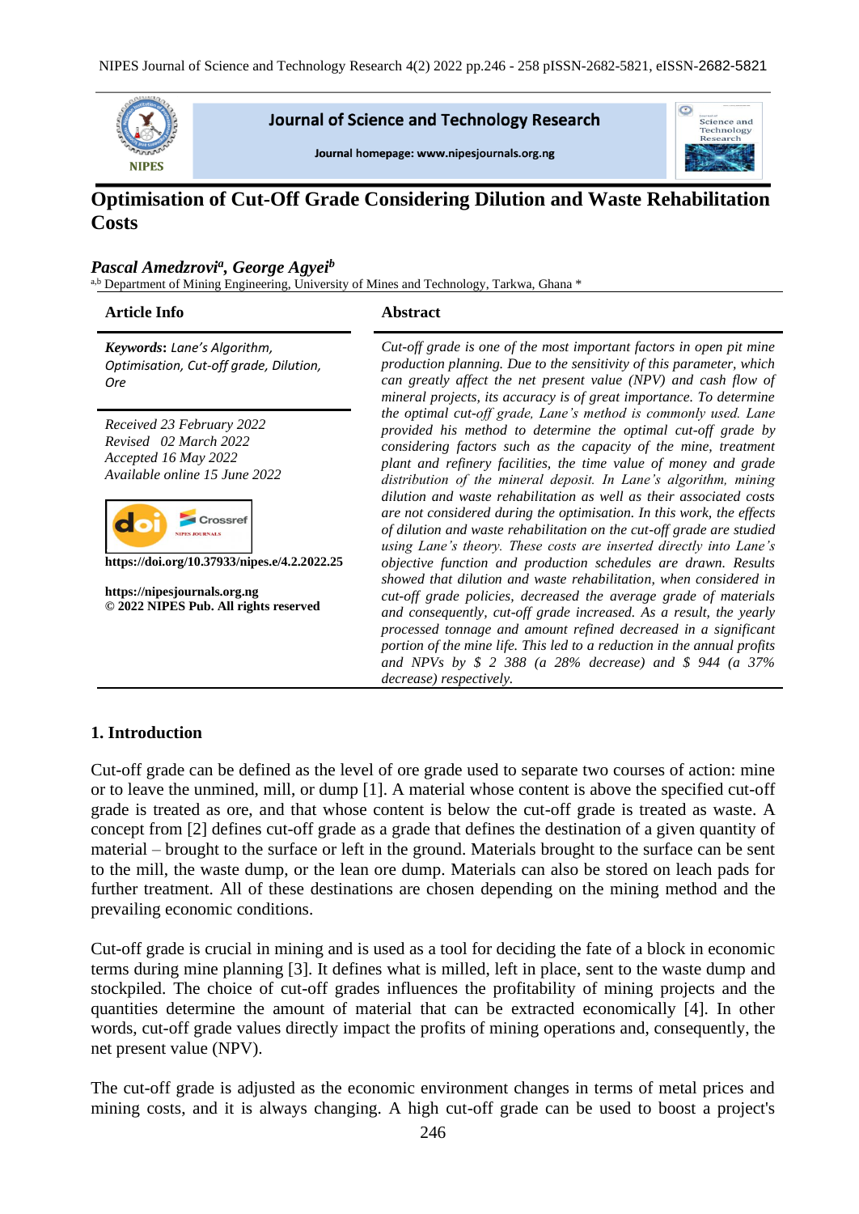# Optimisation of Cut-Off Grade Considering Dilution and Waste Rehabilitation Costs

***Pascal Amedzrovi[a], George Agyei[b]***

[a,b] Department of Mining Engineering, University of Mines and Technology, Tarkwa, Ghana *

**Article Info**

***Keywords*:** *Lane's Algorithm, Optimisation, Cut-off grade, Dilution, Ore*

*Received 23 February 2022*
*Revised 02 March 2022*
*Accepted 16 May 2022*
*Available online 15 June 2022*

**https://doi.org/10.37933/nipes.e/4.2.2022.25**

**https://nipesjournals.org.ng**
**© 2022 NIPES Pub. All rights reserved**

**Abstract**

*Cut-off grade is one of the most important factors in open pit mine production planning. Due to the sensitivity of this parameter, which can greatly affect the net present value (NPV) and cash flow of mineral projects, its accuracy is of great importance. To determine the optimal cut-off grade, Lane's method is commonly used. Lane provided his method to determine the optimal cut-off grade by considering factors such as the capacity of the mine, treatment plant and refinery facilities, the time value of money and grade distribution of the mineral deposit. In Lane's algorithm, mining dilution and waste rehabilitation as well as their associated costs are not considered during the optimisation. In this work, the effects of dilution and waste rehabilitation on the cut-off grade are studied using Lane's theory. These costs are inserted directly into Lane's objective function and production schedules are drawn. Results showed that dilution and waste rehabilitation, when considered in cut-off grade policies, decreased the average grade of materials and consequently, cut-off grade increased. As a result, the yearly processed tonnage and amount refined decreased in a significant portion of the mine life. This led to a reduction in the annual profits and NPVs by $ 2 388 (a 28% decrease) and $ 944 (a 37% decrease) respectively.*

## 1. Introduction

Cut-off grade can be defined as the level of ore grade used to separate two courses of action: mine or to leave the unmined, mill, or dump [1]. A material whose content is above the specified cut-off grade is treated as ore, and that whose content is below the cut-off grade is treated as waste. A concept from [2] defines cut-off grade as a grade that defines the destination of a given quantity of material – brought to the surface or left in the ground. Materials brought to the surface can be sent to the mill, the waste dump, or the lean ore dump. Materials can also be stored on leach pads for further treatment. All of these destinations are chosen depending on the mining method and the prevailing economic conditions.

Cut-off grade is crucial in mining and is used as a tool for deciding the fate of a block in economic terms during mine planning [3]. It defines what is milled, left in place, sent to the waste dump and stockpiled. The choice of cut-off grades influences the profitability of mining projects and the quantities determine the amount of material that can be extracted economically [4]. In other words, cut-off grade values directly impact the profits of mining operations and, consequently, the net present value (NPV).

The cut-off grade is adjusted as the economic environment changes in terms of metal prices and mining costs, and it is always changing. A high cut-off grade can be used to boost a project's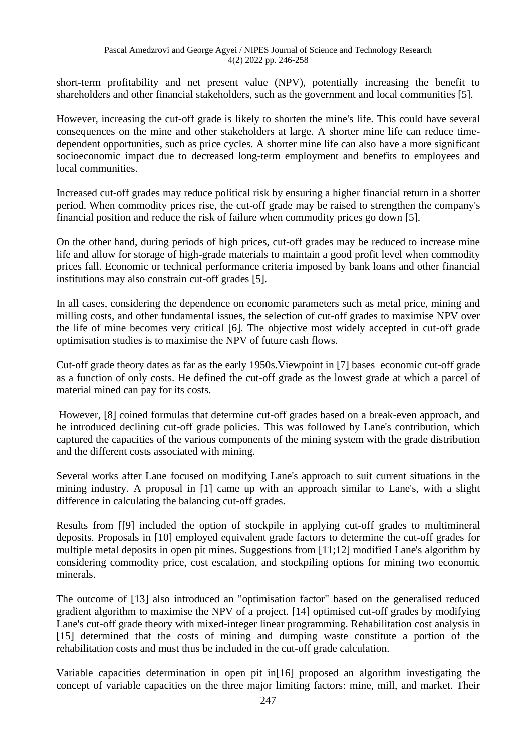short-term profitability and net present value (NPV), potentially increasing the benefit to shareholders and other financial stakeholders, such as the government and local communities [5].

However, increasing the cut-off grade is likely to shorten the mine's life. This could have several consequences on the mine and other stakeholders at large. A shorter mine life can reduce time-dependent opportunities, such as price cycles. A shorter mine life can also have a more significant socioeconomic impact due to decreased long-term employment and benefits to employees and local communities.

Increased cut-off grades may reduce political risk by ensuring a higher financial return in a shorter period. When commodity prices rise, the cut-off grade may be raised to strengthen the company's financial position and reduce the risk of failure when commodity prices go down [5].

On the other hand, during periods of high prices, cut-off grades may be reduced to increase mine life and allow for storage of high-grade materials to maintain a good profit level when commodity prices fall. Economic or technical performance criteria imposed by bank loans and other financial institutions may also constrain cut-off grades [5].

In all cases, considering the dependence on economic parameters such as metal price, mining and milling costs, and other fundamental issues, the selection of cut-off grades to maximise NPV over the life of mine becomes very critical [6]. The objective most widely accepted in cut-off grade optimisation studies is to maximise the NPV of future cash flows.

Cut-off grade theory dates as far as the early 1950s.Viewpoint in [7] bases economic cut-off grade as a function of only costs. He defined the cut-off grade as the lowest grade at which a parcel of material mined can pay for its costs.

However, [8] coined formulas that determine cut-off grades based on a break-even approach, and he introduced declining cut-off grade policies. This was followed by Lane's contribution, which captured the capacities of the various components of the mining system with the grade distribution and the different costs associated with mining.

Several works after Lane focused on modifying Lane's approach to suit current situations in the mining industry. A proposal in [1] came up with an approach similar to Lane's, with a slight difference in calculating the balancing cut-off grades.

Results from [[9] included the option of stockpile in applying cut-off grades to multimineral deposits. Proposals in [10] employed equivalent grade factors to determine the cut-off grades for multiple metal deposits in open pit mines. Suggestions from [11;12] modified Lane's algorithm by considering commodity price, cost escalation, and stockpiling options for mining two economic minerals.

The outcome of [13] also introduced an "optimisation factor" based on the generalised reduced gradient algorithm to maximise the NPV of a project. [14] optimised cut-off grades by modifying Lane's cut-off grade theory with mixed-integer linear programming. Rehabilitation cost analysis in [15] determined that the costs of mining and dumping waste constitute a portion of the rehabilitation costs and must thus be included in the cut-off grade calculation.

Variable capacities determination in open pit in[16] proposed an algorithm investigating the concept of variable capacities on the three major limiting factors: mine, mill, and market. Their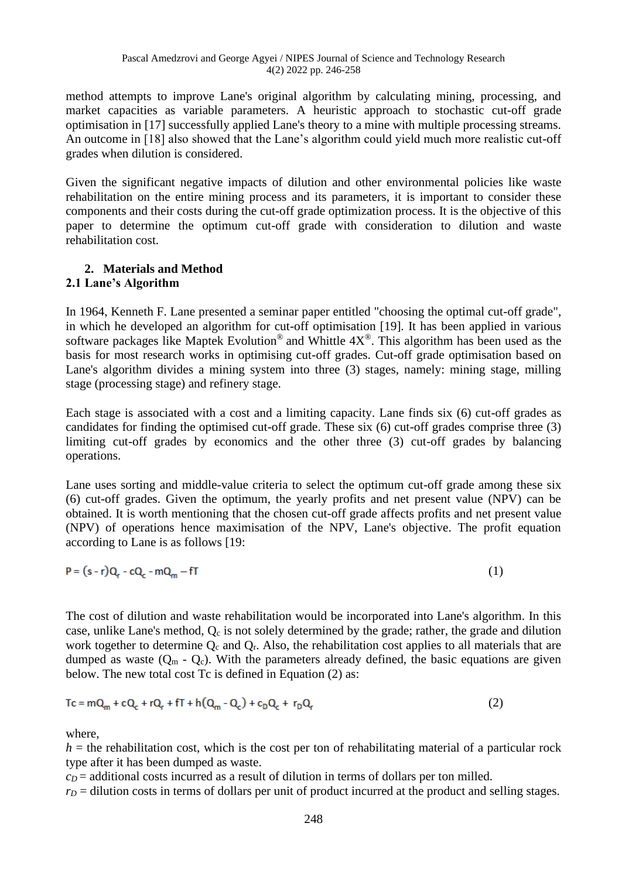method attempts to improve Lane's original algorithm by calculating mining, processing, and market capacities as variable parameters. A heuristic approach to stochastic cut-off grade optimisation in [17] successfully applied Lane's theory to a mine with multiple processing streams. An outcome in [18] also showed that the Lane's algorithm could yield much more realistic cut-off grades when dilution is considered.

Given the significant negative impacts of dilution and other environmental policies like waste rehabilitation on the entire mining process and its parameters, it is important to consider these components and their costs during the cut-off grade optimization process. It is the objective of this paper to determine the optimum cut-off grade with consideration to dilution and waste rehabilitation cost.

## 2. Materials and Method

### 2.1 Lane's Algorithm

In 1964, Kenneth F. Lane presented a seminar paper entitled "choosing the optimal cut-off grade", in which he developed an algorithm for cut-off optimisation [19]. It has been applied in various software packages like Maptek Evolution® and Whittle 4X®. This algorithm has been used as the basis for most research works in optimising cut-off grades. Cut-off grade optimisation based on Lane's algorithm divides a mining system into three (3) stages, namely: mining stage, milling stage (processing stage) and refinery stage.

Each stage is associated with a cost and a limiting capacity. Lane finds six (6) cut-off grades as candidates for finding the optimised cut-off grade. These six (6) cut-off grades comprise three (3) limiting cut-off grades by economics and the other three (3) cut-off grades by balancing operations.

Lane uses sorting and middle-value criteria to select the optimum cut-off grade among these six (6) cut-off grades. Given the optimum, the yearly profits and net present value (NPV) can be obtained. It is worth mentioning that the chosen cut-off grade affects profits and net present value (NPV) of operations hence maximisation of the NPV, Lane's objective. The profit equation according to Lane is as follows [19:

$$P = (s - r)Q_r - cQ_c - mQ_m - fT \tag{1}$$

The cost of dilution and waste rehabilitation would be incorporated into Lane's algorithm. In this case, unlike Lane's method, $Q_c$ is not solely determined by the grade; rather, the grade and dilution work together to determine $Q_c$ and $Q_r$. Also, the rehabilitation cost applies to all materials that are dumped as waste ($Q_m$ - $Q_c$). With the parameters already defined, the basic equations are given below. The new total cost Tc is defined in Equation (2) as:

$$Tc = mQ_m + cQ_c + rQ_r + fT + h(Q_m - Q_c) + c_DQ_c + r_DQ_r \tag{2}$$

where,

*h* = the rehabilitation cost, which is the cost per ton of rehabilitating material of a particular rock type after it has been dumped as waste.

$c_D$ = additional costs incurred as a result of dilution in terms of dollars per ton milled.

$r_D$ = dilution costs in terms of dollars per unit of product incurred at the product and selling stages.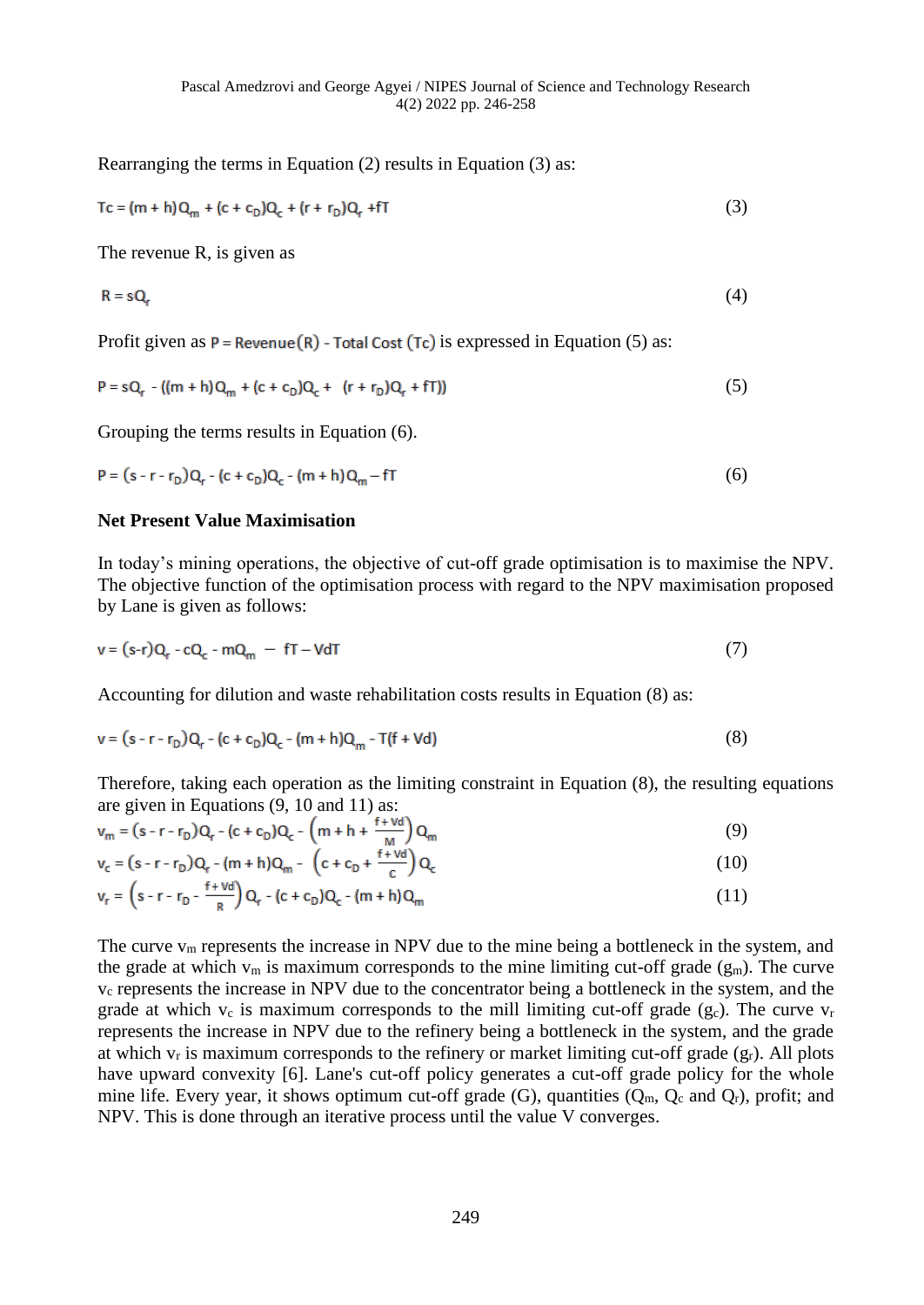Rearranging the terms in Equation (2) results in Equation (3) as:

$$Tc = (m + h)Q_m + (c + c_D)Q_c + (r + r_D)Q_r + fT \tag{3}$$

The revenue R, is given as

$$R = sQ_r \tag{4}$$

Profit given as $P = \text{Revenue}(R) - \text{Total Cost}(Tc)$ is expressed in Equation (5) as:

$$P = sQ_r - ((m + h)Q_m + (c + c_D)Q_c + (r + r_D)Q_r + fT)) \tag{5}$$

Grouping the terms results in Equation (6).

$$P = (s - r - r_D)Q_r - (c + c_D)Q_c - (m + h)Q_m - fT \tag{6}$$

**Net Present Value Maximisation**

In today's mining operations, the objective of cut-off grade optimisation is to maximise the NPV. The objective function of the optimisation process with regard to the NPV maximisation proposed by Lane is given as follows:

$$v = (s\text{-}r)Q_r - cQ_c - mQ_m - fT - VdT \tag{7}$$

Accounting for dilution and waste rehabilitation costs results in Equation (8) as:

$$v = (s - r - r_D)Q_r - (c + c_D)Q_c - (m + h)Q_m - T(f + Vd) \tag{8}$$

Therefore, taking each operation as the limiting constraint in Equation (8), the resulting equations are given in Equations (9, 10 and 11) as:

$$v_m = (s - r - r_D)Q_r - (c + c_D)Q_c - \left(m + h + \frac{f + Vd}{M}\right)Q_m \tag{9}$$

$$v_c = (s - r - r_D)Q_r - (m + h)Q_m - \left(c + c_D + \frac{f + Vd}{C}\right)Q_c \tag{10}$$

$$v_r = \left(s - r - r_D - \frac{f + Vd}{R}\right)Q_r - (c + c_D)Q_c - (m + h)Q_m \tag{11}$$

The curve $v_m$ represents the increase in NPV due to the mine being a bottleneck in the system, and the grade at which $v_m$ is maximum corresponds to the mine limiting cut-off grade ($g_m$). The curve $v_c$ represents the increase in NPV due to the concentrator being a bottleneck in the system, and the grade at which $v_c$ is maximum corresponds to the mill limiting cut-off grade ($g_c$). The curve $v_r$ represents the increase in NPV due to the refinery being a bottleneck in the system, and the grade at which $v_r$ is maximum corresponds to the refinery or market limiting cut-off grade ($g_r$). All plots have upward convexity [6]. Lane's cut-off policy generates a cut-off grade policy for the whole mine life. Every year, it shows optimum cut-off grade (G), quantities ($Q_m$, $Q_c$ and $Q_r$), profit; and NPV. This is done through an iterative process until the value V converges.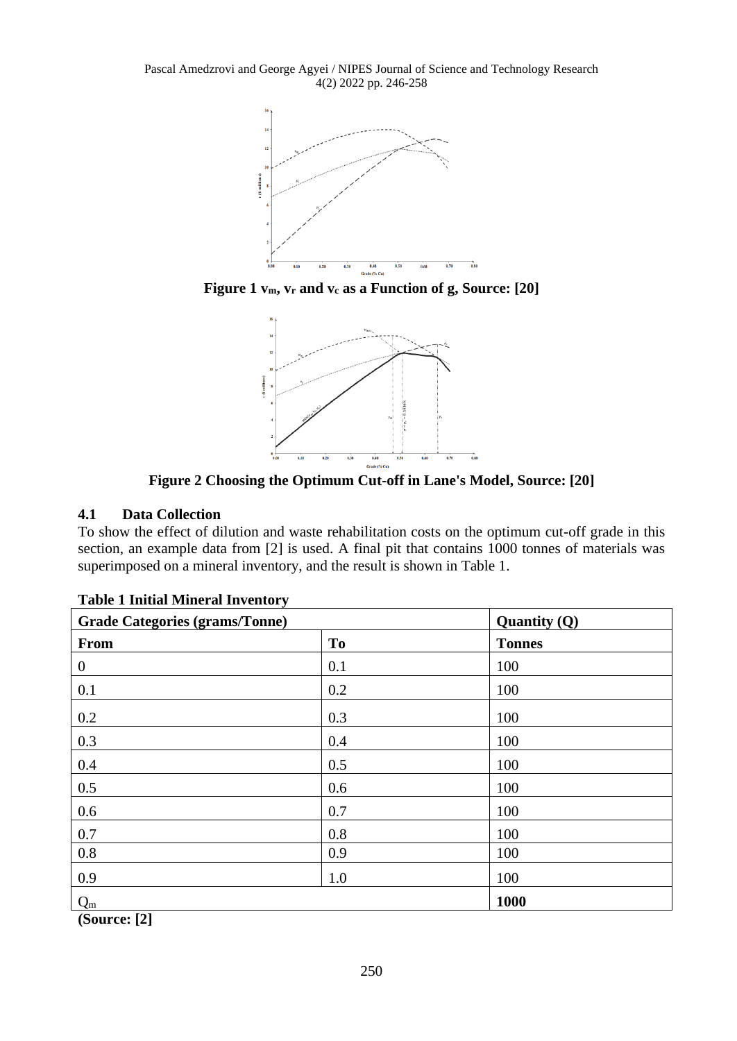**Figure 1 $v_m$, $v_r$ and $v_c$ as a Function of g, Source: [20]**

**Figure 2 Choosing the Optimum Cut-off in Lane's Model, Source: [20]**

### 4.1 Data Collection

To show the effect of dilution and waste rehabilitation costs on the optimum cut-off grade in this section, an example data from [2] is used. A final pit that contains 1000 tonnes of materials was superimposed on a mineral inventory, and the result is shown in Table 1.

**Table 1 Initial Mineral Inventory**

| Grade Categories (grams/Tonne) | | Quantity (Q) |
|---|---|---|
| **From** | **To** | **Tonnes** |
| 0 | 0.1 | 100 |
| 0.1 | 0.2 | 100 |
| 0.2 | 0.3 | 100 |
| 0.3 | 0.4 | 100 |
| 0.4 | 0.5 | 100 |
| 0.5 | 0.6 | 100 |
| 0.6 | 0.7 | 100 |
| 0.7 | 0.8 | 100 |
| 0.8 | 0.9 | 100 |
| 0.9 | 1.0 | 100 |
| $Q_m$ | | **1000** |

**(Source: [2]**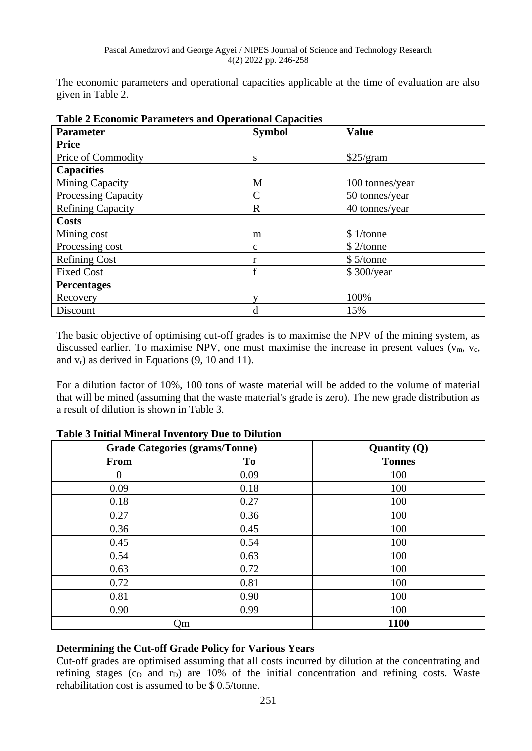The economic parameters and operational capacities applicable at the time of evaluation are also given in Table 2.

**Table 2 Economic Parameters and Operational Capacities**

| Parameter | Symbol | Value |
|---|---|---|
| **Price** | | |
| Price of Commodity | s | \$25/gram |
| **Capacities** | | |
| Mining Capacity | M | 100 tonnes/year |
| Processing Capacity | C | 50 tonnes/year |
| Refining Capacity | R | 40 tonnes/year |
| **Costs** | | |
| Mining cost | m | \$ 1/tonne |
| Processing cost | c | \$ 2/tonne |
| Refining Cost | r | \$ 5/tonne |
| Fixed Cost | f | \$ 300/year |
| **Percentages** | | |
| Recovery | y | 100% |
| Discount | d | 15% |

The basic objective of optimising cut-off grades is to maximise the NPV of the mining system, as discussed earlier. To maximise NPV, one must maximise the increase in present values ($v_m$, $v_c$, and $v_r$) as derived in Equations (9, 10 and 11).

For a dilution factor of 10%, 100 tons of waste material will be added to the volume of material that will be mined (assuming that the waste material's grade is zero). The new grade distribution as a result of dilution is shown in Table 3.

**Table 3 Initial Mineral Inventory Due to Dilution**

| Grade Categories (grams/Tonne) | | Quantity (Q) |
|---|---|---|
| **From** | **To** | **Tonnes** |
| 0 | 0.09 | 100 |
| 0.09 | 0.18 | 100 |
| 0.18 | 0.27 | 100 |
| 0.27 | 0.36 | 100 |
| 0.36 | 0.45 | 100 |
| 0.45 | 0.54 | 100 |
| 0.54 | 0.63 | 100 |
| 0.63 | 0.72 | 100 |
| 0.72 | 0.81 | 100 |
| 0.81 | 0.90 | 100 |
| 0.90 | 0.99 | 100 |
| Qm | | **1100** |

**Determining the Cut-off Grade Policy for Various Years**

Cut-off grades are optimised assuming that all costs incurred by dilution at the concentrating and refining stages ($c_D$ and $r_D$) are 10% of the initial concentration and refining costs. Waste rehabilitation cost is assumed to be \$ 0.5/tonne.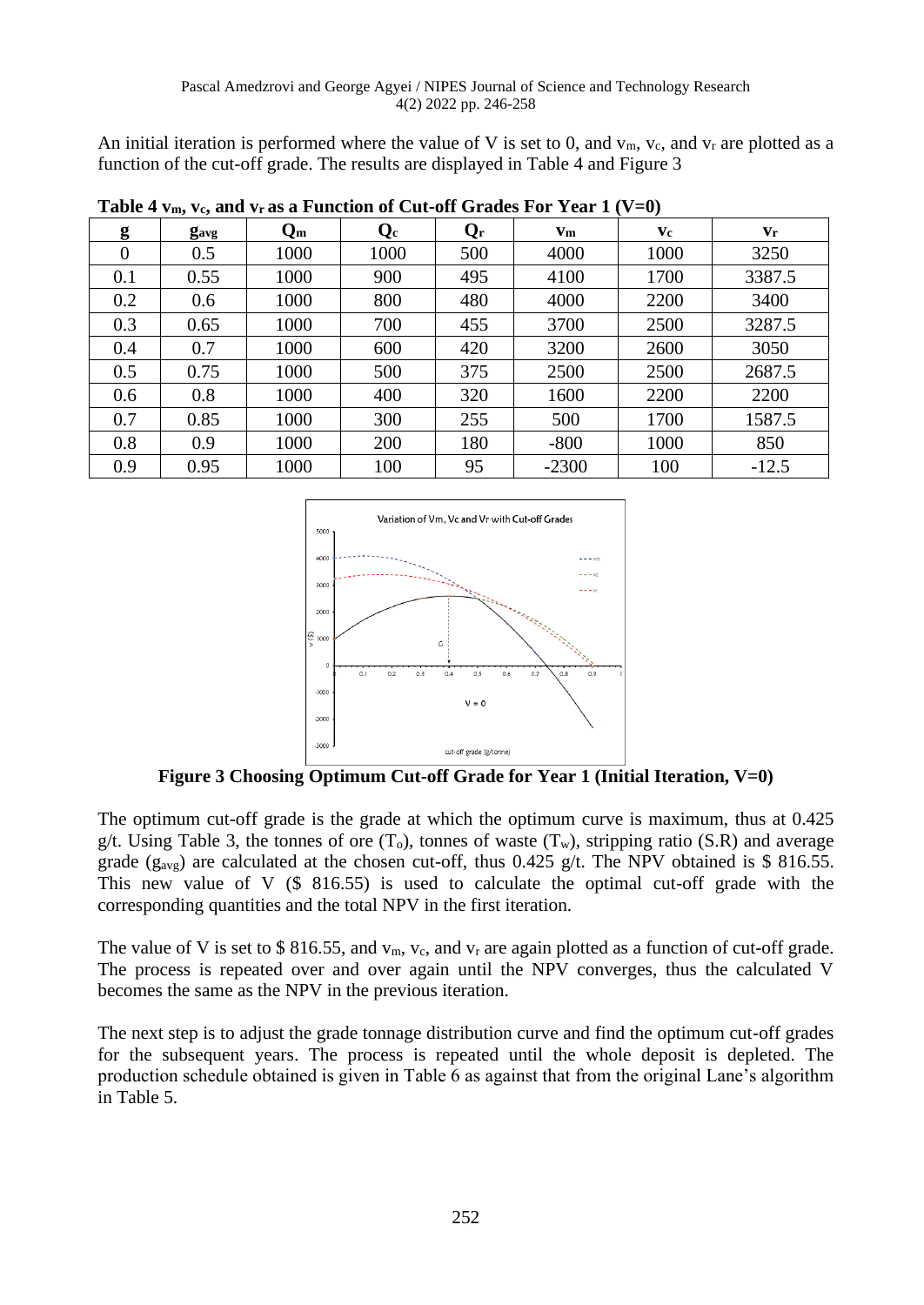An initial iteration is performed where the value of V is set to 0, and $v_m$, $v_c$, and $v_r$ are plotted as a function of the cut-off grade. The results are displayed in Table 4 and Figure 3

**Table 4 $v_m$, $v_c$, and $v_r$ as a Function of Cut-off Grades For Year 1 (V=0)**

| g | $g_{avg}$ | $Q_m$ | $Q_c$ | $Q_r$ | $v_m$ | $v_c$ | $v_r$ |
|---|---|---|---|---|---|---|---|
| 0 | 0.5 | 1000 | 1000 | 500 | 4000 | 1000 | 3250 |
| 0.1 | 0.55 | 1000 | 900 | 495 | 4100 | 1700 | 3387.5 |
| 0.2 | 0.6 | 1000 | 800 | 480 | 4000 | 2200 | 3400 |
| 0.3 | 0.65 | 1000 | 700 | 455 | 3700 | 2500 | 3287.5 |
| 0.4 | 0.7 | 1000 | 600 | 420 | 3200 | 2600 | 3050 |
| 0.5 | 0.75 | 1000 | 500 | 375 | 2500 | 2500 | 2687.5 |
| 0.6 | 0.8 | 1000 | 400 | 320 | 1600 | 2200 | 2200 |
| 0.7 | 0.85 | 1000 | 300 | 255 | 500 | 1700 | 1587.5 |
| 0.8 | 0.9 | 1000 | 200 | 180 | -800 | 1000 | 850 |
| 0.9 | 0.95 | 1000 | 100 | 95 | -2300 | 100 | -12.5 |

**Figure 3 Choosing Optimum Cut-off Grade for Year 1 (Initial Iteration, V=0)**

The optimum cut-off grade is the grade at which the optimum curve is maximum, thus at 0.425 g/t. Using Table 3, the tonnes of ore ($T_o$), tonnes of waste ($T_w$), stripping ratio (S.R) and average grade ($g_{avg}$) are calculated at the chosen cut-off, thus 0.425 g/t. The NPV obtained is \$ 816.55. This new value of V (\$ 816.55) is used to calculate the optimal cut-off grade with the corresponding quantities and the total NPV in the first iteration.

The value of V is set to \$ 816.55, and $v_m$, $v_c$, and $v_r$ are again plotted as a function of cut-off grade. The process is repeated over and over again until the NPV converges, thus the calculated V becomes the same as the NPV in the previous iteration.

The next step is to adjust the grade tonnage distribution curve and find the optimum cut-off grades for the subsequent years. The process is repeated until the whole deposit is depleted. The production schedule obtained is given in Table 6 as against that from the original Lane's algorithm in Table 5.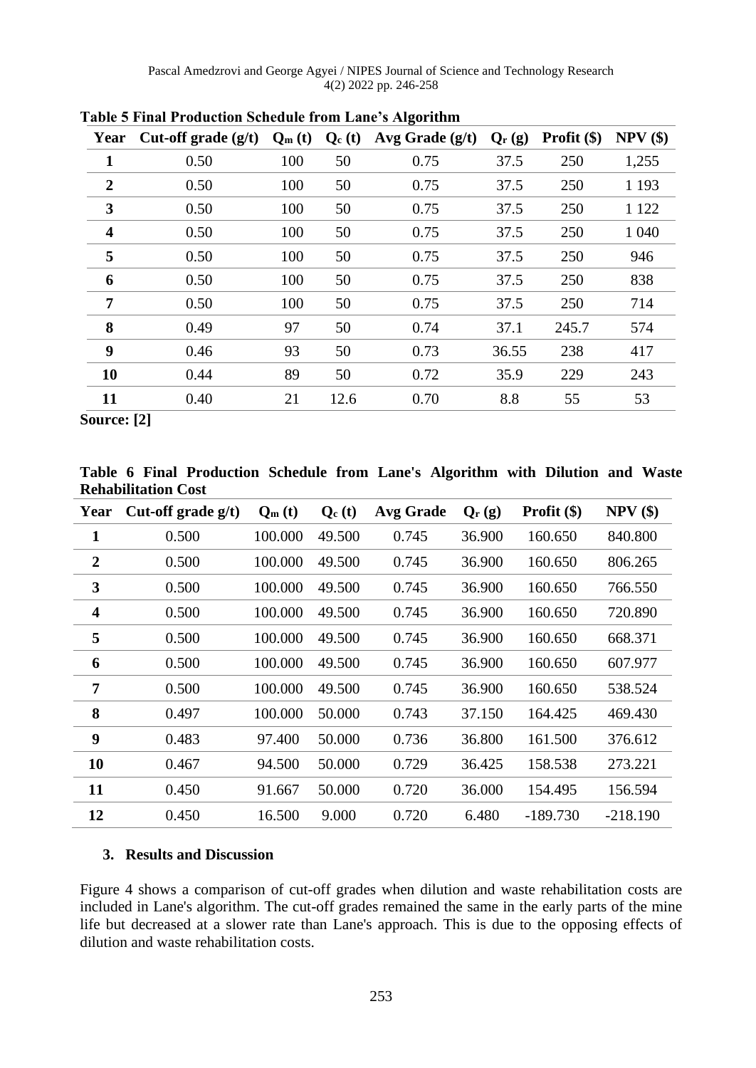**Table 5 Final Production Schedule from Lane's Algorithm**

| Year | Cut-off grade (g/t) | $Q_m$ (t) | $Q_c$ (t) | Avg Grade (g/t) | $Q_r$ (g) | Profit ($) | NPV ($) |
|---|---|---|---|---|---|---|---|
| 1 | 0.50 | 100 | 50 | 0.75 | 37.5 | 250 | 1,255 |
| 2 | 0.50 | 100 | 50 | 0.75 | 37.5 | 250 | 1 193 |
| 3 | 0.50 | 100 | 50 | 0.75 | 37.5 | 250 | 1 122 |
| 4 | 0.50 | 100 | 50 | 0.75 | 37.5 | 250 | 1 040 |
| 5 | 0.50 | 100 | 50 | 0.75 | 37.5 | 250 | 946 |
| 6 | 0.50 | 100 | 50 | 0.75 | 37.5 | 250 | 838 |
| 7 | 0.50 | 100 | 50 | 0.75 | 37.5 | 250 | 714 |
| 8 | 0.49 | 97 | 50 | 0.74 | 37.1 | 245.7 | 574 |
| 9 | 0.46 | 93 | 50 | 0.73 | 36.55 | 238 | 417 |
| 10 | 0.44 | 89 | 50 | 0.72 | 35.9 | 229 | 243 |
| 11 | 0.40 | 21 | 12.6 | 0.70 | 8.8 | 55 | 53 |

**Source: [2]**

**Table 6 Final Production Schedule from Lane's Algorithm with Dilution and Waste Rehabilitation Cost**

| Year | Cut-off grade g/t) | $Q_m$ (t) | $Q_c$ (t) | Avg Grade | $Q_r$ (g) | Profit ($) | NPV ($) |
|---|---|---|---|---|---|---|---|
| 1 | 0.500 | 100.000 | 49.500 | 0.745 | 36.900 | 160.650 | 840.800 |
| 2 | 0.500 | 100.000 | 49.500 | 0.745 | 36.900 | 160.650 | 806.265 |
| 3 | 0.500 | 100.000 | 49.500 | 0.745 | 36.900 | 160.650 | 766.550 |
| 4 | 0.500 | 100.000 | 49.500 | 0.745 | 36.900 | 160.650 | 720.890 |
| 5 | 0.500 | 100.000 | 49.500 | 0.745 | 36.900 | 160.650 | 668.371 |
| 6 | 0.500 | 100.000 | 49.500 | 0.745 | 36.900 | 160.650 | 607.977 |
| 7 | 0.500 | 100.000 | 49.500 | 0.745 | 36.900 | 160.650 | 538.524 |
| 8 | 0.497 | 100.000 | 50.000 | 0.743 | 37.150 | 164.425 | 469.430 |
| 9 | 0.483 | 97.400 | 50.000 | 0.736 | 36.800 | 161.500 | 376.612 |
| 10 | 0.467 | 94.500 | 50.000 | 0.729 | 36.425 | 158.538 | 273.221 |
| 11 | 0.450 | 91.667 | 50.000 | 0.720 | 36.000 | 154.495 | 156.594 |
| 12 | 0.450 | 16.500 | 9.000 | 0.720 | 6.480 | -189.730 | -218.190 |

## 3. Results and Discussion

Figure 4 shows a comparison of cut-off grades when dilution and waste rehabilitation costs are included in Lane's algorithm. The cut-off grades remained the same in the early parts of the mine life but decreased at a slower rate than Lane's approach. This is due to the opposing effects of dilution and waste rehabilitation costs.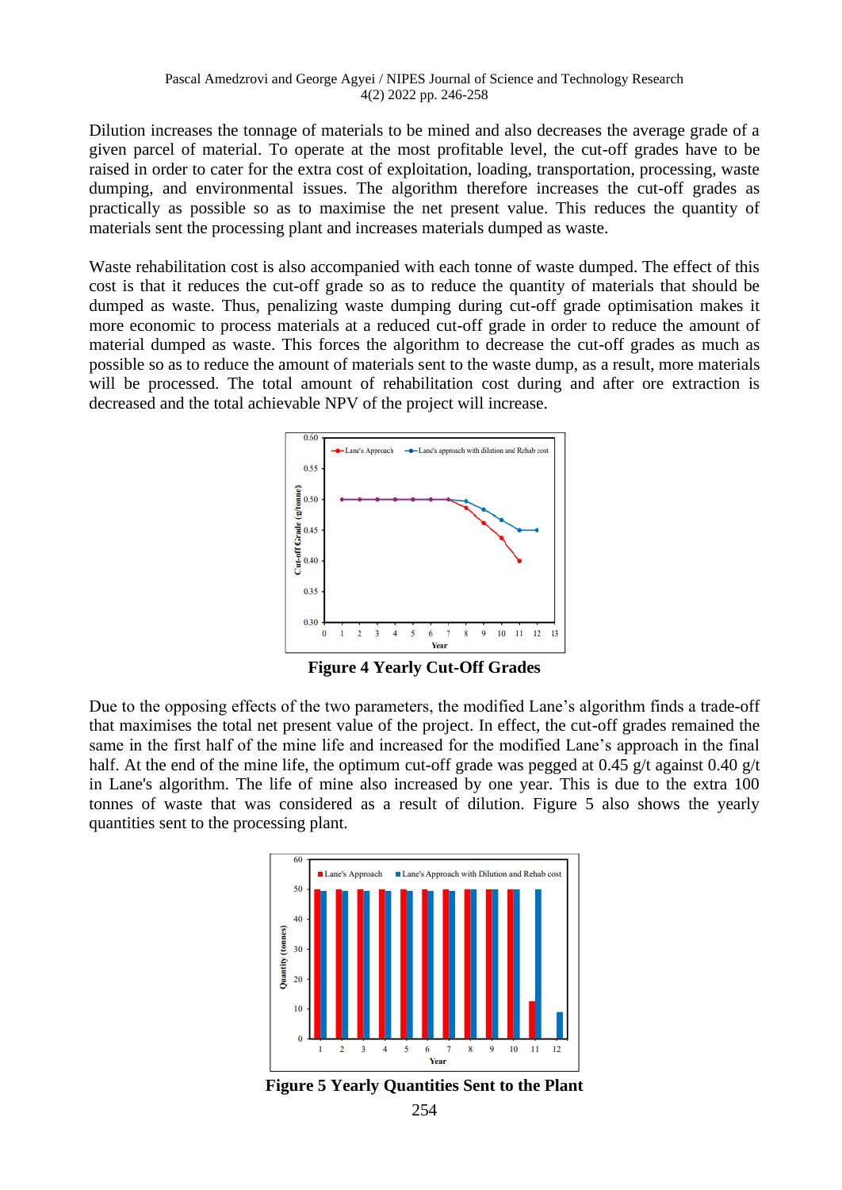Dilution increases the tonnage of materials to be mined and also decreases the average grade of a given parcel of material. To operate at the most profitable level, the cut-off grades have to be raised in order to cater for the extra cost of exploitation, loading, transportation, processing, waste dumping, and environmental issues. The algorithm therefore increases the cut-off grades as practically as possible so as to maximise the net present value. This reduces the quantity of materials sent the processing plant and increases materials dumped as waste.

Waste rehabilitation cost is also accompanied with each tonne of waste dumped. The effect of this cost is that it reduces the cut-off grade so as to reduce the quantity of materials that should be dumped as waste. Thus, penalizing waste dumping during cut-off grade optimisation makes it more economic to process materials at a reduced cut-off grade in order to reduce the amount of material dumped as waste. This forces the algorithm to decrease the cut-off grades as much as possible so as to reduce the amount of materials sent to the waste dump, as a result, more materials will be processed. The total amount of rehabilitation cost during and after ore extraction is decreased and the total achievable NPV of the project will increase.

**Figure 4 Yearly Cut-Off Grades**

Due to the opposing effects of the two parameters, the modified Lane's algorithm finds a trade-off that maximises the total net present value of the project. In effect, the cut-off grades remained the same in the first half of the mine life and increased for the modified Lane's approach in the final half. At the end of the mine life, the optimum cut-off grade was pegged at 0.45 g/t against 0.40 g/t in Lane's algorithm. The life of mine also increased by one year. This is due to the extra 100 tonnes of waste that was considered as a result of dilution. Figure 5 also shows the yearly quantities sent to the processing plant.

**Figure 5 Yearly Quantities Sent to the Plant**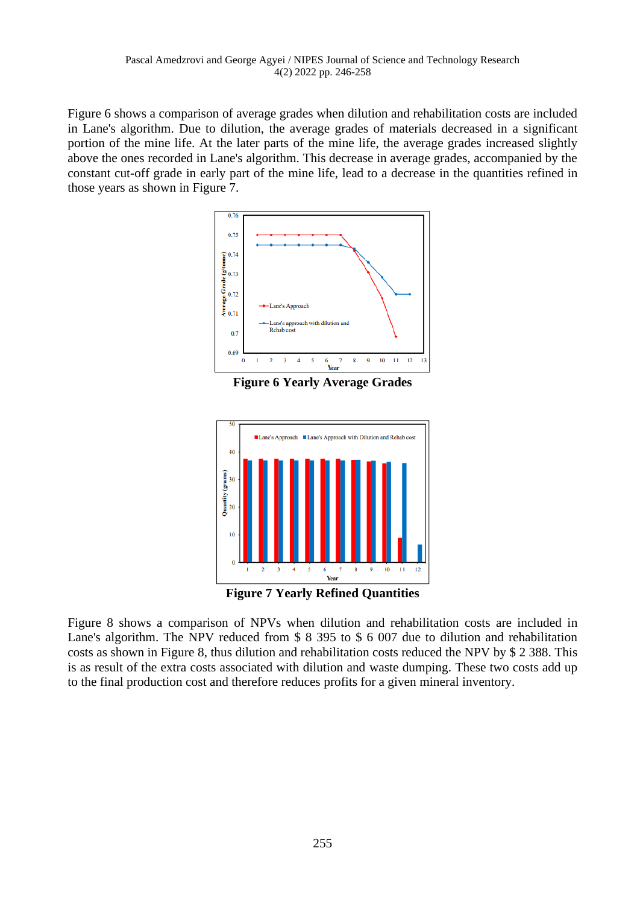Figure 6 shows a comparison of average grades when dilution and rehabilitation costs are included in Lane's algorithm. Due to dilution, the average grades of materials decreased in a significant portion of the mine life. At the later parts of the mine life, the average grades increased slightly above the ones recorded in Lane's algorithm. This decrease in average grades, accompanied by the constant cut-off grade in early part of the mine life, lead to a decrease in the quantities refined in those years as shown in Figure 7.

**Figure 6 Yearly Average Grades**

**Figure 7 Yearly Refined Quantities**

Figure 8 shows a comparison of NPVs when dilution and rehabilitation costs are included in Lane's algorithm. The NPV reduced from $ 8 395 to $ 6 007 due to dilution and rehabilitation costs as shown in Figure 8, thus dilution and rehabilitation costs reduced the NPV by $ 2 388. This is as result of the extra costs associated with dilution and waste dumping. These two costs add up to the final production cost and therefore reduces profits for a given mineral inventory.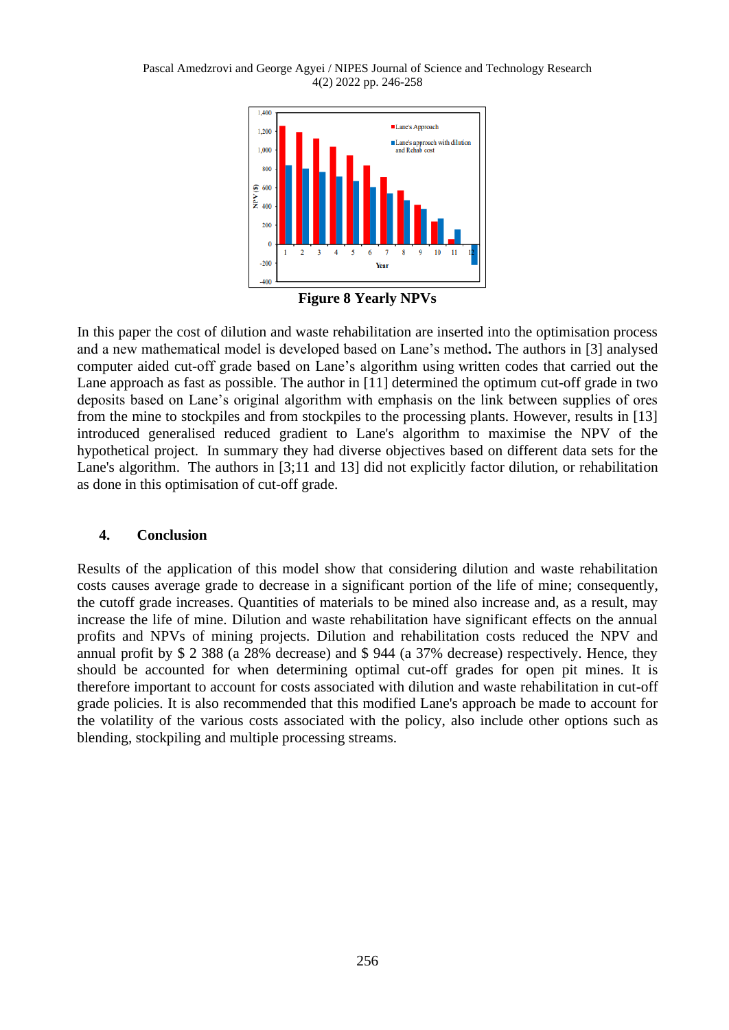**Figure 8 Yearly NPVs**

In this paper the cost of dilution and waste rehabilitation are inserted into the optimisation process and a new mathematical model is developed based on Lane's method**.** The authors in [3] analysed computer aided cut-off grade based on Lane's algorithm using written codes that carried out the Lane approach as fast as possible. The author in [11] determined the optimum cut-off grade in two deposits based on Lane's original algorithm with emphasis on the link between supplies of ores from the mine to stockpiles and from stockpiles to the processing plants. However, results in [13] introduced generalised reduced gradient to Lane's algorithm to maximise the NPV of the hypothetical project. In summary they had diverse objectives based on different data sets for the Lane's algorithm. The authors in [3;11 and 13] did not explicitly factor dilution, or rehabilitation as done in this optimisation of cut-off grade.

## 4. Conclusion

Results of the application of this model show that considering dilution and waste rehabilitation costs causes average grade to decrease in a significant portion of the life of mine; consequently, the cutoff grade increases. Quantities of materials to be mined also increase and, as a result, may increase the life of mine. Dilution and waste rehabilitation have significant effects on the annual profits and NPVs of mining projects. Dilution and rehabilitation costs reduced the NPV and annual profit by $ 2 388 (a 28% decrease) and $ 944 (a 37% decrease) respectively. Hence, they should be accounted for when determining optimal cut-off grades for open pit mines. It is therefore important to account for costs associated with dilution and waste rehabilitation in cut-off grade policies. It is also recommended that this modified Lane's approach be made to account for the volatility of the various costs associated with the policy, also include other options such as blending, stockpiling and multiple processing streams.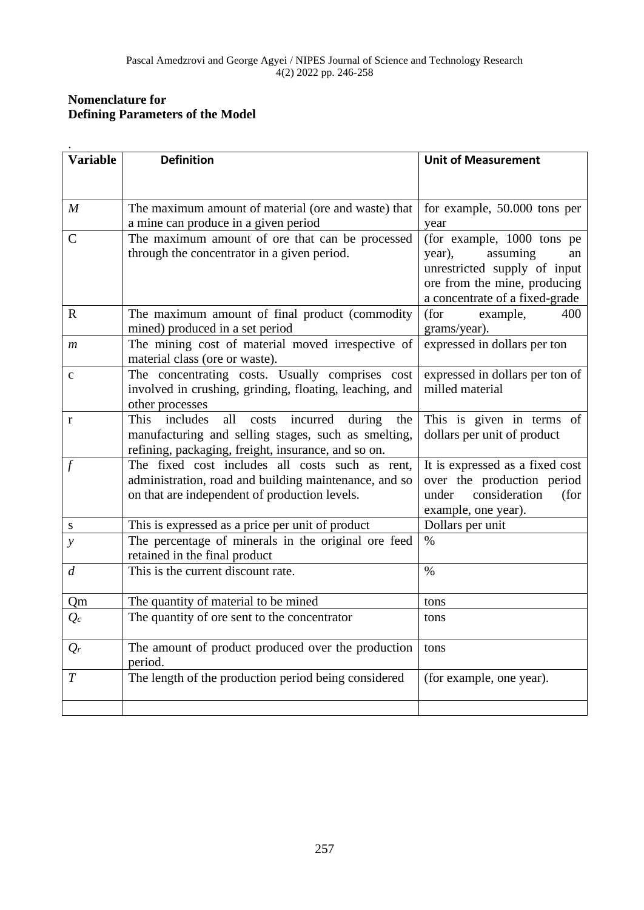**Nomenclature for**
**Defining Parameters of the Model**

.

| Variable | Definition | Unit of Measurement |
|---|---|---|
| $M$ | The maximum amount of material (ore and waste) that a mine can produce in a given period | for example, 50.000 tons per year |
| C | The maximum amount of ore that can be processed through the concentrator in a given period. | (for example, 1000 tons pe year), assuming an unrestricted supply of input ore from the mine, producing a concentrate of a fixed-grade |
| R | The maximum amount of final product (commodity mined) produced in a set period | (for example, 400 grams/year). |
| $m$ | The mining cost of material moved irrespective of material class (ore or waste). | expressed in dollars per ton |
| c | The concentrating costs. Usually comprises cost involved in crushing, grinding, floating, leaching, and other processes | expressed in dollars per ton of milled material |
| r | This includes all costs incurred during the manufacturing and selling stages, such as smelting, refining, packaging, freight, insurance, and so on. | This is given in terms of dollars per unit of product |
| $f$ | The fixed cost includes all costs such as rent, administration, road and building maintenance, and so on that are independent of production levels. | It is expressed as a fixed cost over the production period under consideration (for example, one year). |
| s | This is expressed as a price per unit of product | Dollars per unit |
| $y$ | The percentage of minerals in the original ore feed retained in the final product | % |
| $d$ | This is the current discount rate. | % |
| Qm | The quantity of material to be mined | tons |
| $Q_c$ | The quantity of ore sent to the concentrator | tons |
| $Q_r$ | The amount of product produced over the production period. | tons |
| $T$ | The length of the production period being considered | (for example, one year). |
| | | |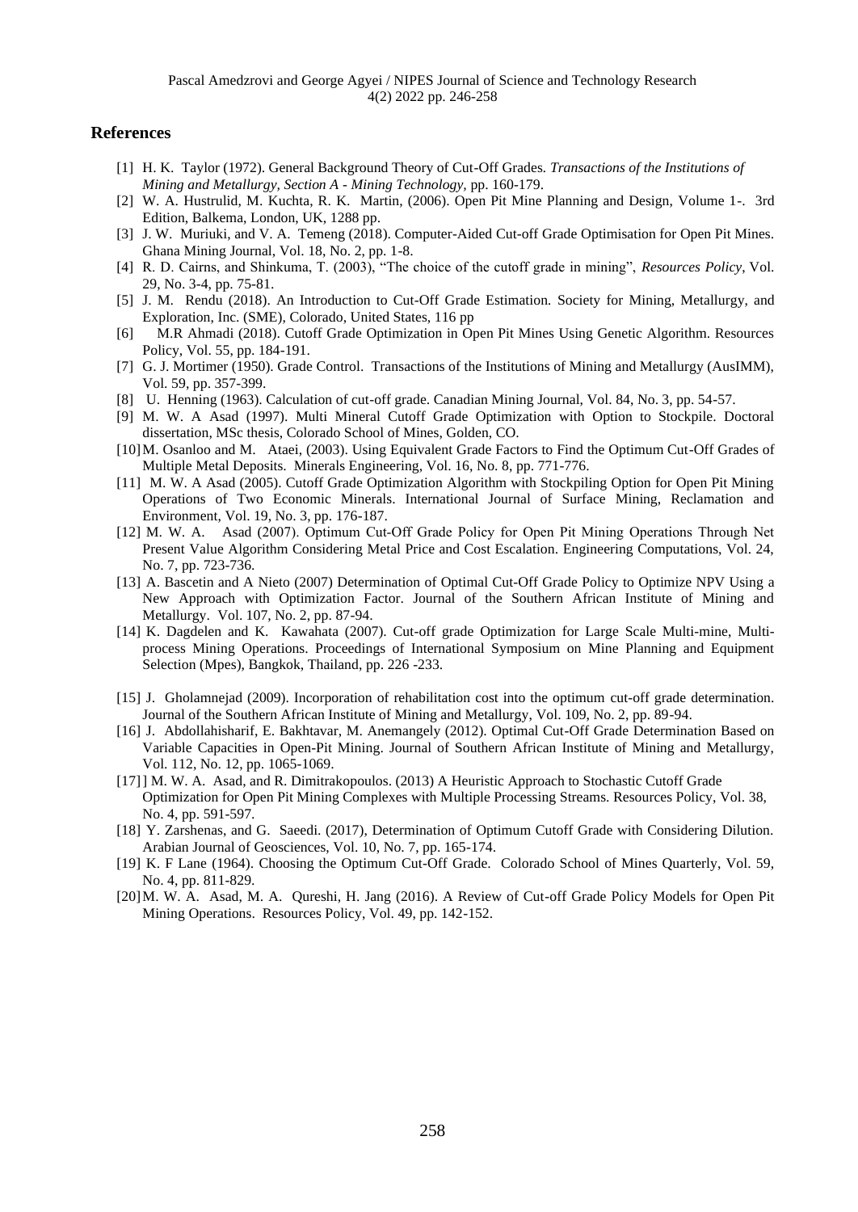## References

[1] H. K. Taylor (1972). General Background Theory of Cut-Off Grades. *Transactions of the Institutions of Mining and Metallurgy, Section A - Mining Technology,* pp. 160-179.

[2] W. A. Hustrulid, M. Kuchta, R. K. Martin, (2006). Open Pit Mine Planning and Design, Volume 1-. 3rd Edition, Balkema, London, UK, 1288 pp.

[3] J. W. Muriuki, and V. A. Temeng (2018). Computer-Aided Cut-off Grade Optimisation for Open Pit Mines. Ghana Mining Journal, Vol. 18, No. 2, pp. 1-8.

[4] R. D. Cairns, and Shinkuma, T. (2003), "The choice of the cutoff grade in mining", *Resources Policy*, Vol. 29, No. 3-4, pp. 75-81.

[5] J. M. Rendu (2018). An Introduction to Cut-Off Grade Estimation. Society for Mining, Metallurgy, and Exploration, Inc. (SME), Colorado, United States, 116 pp

[6] M.R Ahmadi (2018). Cutoff Grade Optimization in Open Pit Mines Using Genetic Algorithm. Resources Policy, Vol. 55, pp. 184-191.

[7] G. J. Mortimer (1950). Grade Control. Transactions of the Institutions of Mining and Metallurgy (AusIMM), Vol. 59, pp. 357-399.

[8] U. Henning (1963). Calculation of cut-off grade. Canadian Mining Journal, Vol. 84, No. 3, pp. 54-57.

[9] M. W. A Asad (1997). Multi Mineral Cutoff Grade Optimization with Option to Stockpile. Doctoral dissertation, MSc thesis, Colorado School of Mines, Golden, CO.

[10] M. Osanloo and M. Ataei, (2003). Using Equivalent Grade Factors to Find the Optimum Cut-Off Grades of Multiple Metal Deposits. Minerals Engineering, Vol. 16, No. 8, pp. 771-776.

[11] M. W. A Asad (2005). Cutoff Grade Optimization Algorithm with Stockpiling Option for Open Pit Mining Operations of Two Economic Minerals. International Journal of Surface Mining, Reclamation and Environment, Vol. 19, No. 3, pp. 176-187.

[12] M. W. A. Asad (2007). Optimum Cut-Off Grade Policy for Open Pit Mining Operations Through Net Present Value Algorithm Considering Metal Price and Cost Escalation. Engineering Computations, Vol. 24, No. 7, pp. 723-736.

[13] A. Bascetin and A Nieto (2007) Determination of Optimal Cut-Off Grade Policy to Optimize NPV Using a New Approach with Optimization Factor. Journal of the Southern African Institute of Mining and Metallurgy. Vol. 107, No. 2, pp. 87-94.

[14] K. Dagdelen and K. Kawahata (2007). Cut-off grade Optimization for Large Scale Multi-mine, Multi-process Mining Operations. Proceedings of International Symposium on Mine Planning and Equipment Selection (Mpes), Bangkok, Thailand, pp. 226 -233.

[15] J. Gholamnejad (2009). Incorporation of rehabilitation cost into the optimum cut-off grade determination. Journal of the Southern African Institute of Mining and Metallurgy, Vol. 109, No. 2, pp. 89-94.

[16] J. Abdollahisharif, E. Bakhtavar, M. Anemangely (2012). Optimal Cut-Off Grade Determination Based on Variable Capacities in Open-Pit Mining. Journal of Southern African Institute of Mining and Metallurgy, Vol. 112, No. 12, pp. 1065-1069.

[17]] M. W. A. Asad, and R. Dimitrakopoulos. (2013) A Heuristic Approach to Stochastic Cutoff Grade Optimization for Open Pit Mining Complexes with Multiple Processing Streams. Resources Policy, Vol. 38, No. 4, pp. 591-597.

[18] Y. Zarshenas, and G. Saeedi. (2017), Determination of Optimum Cutoff Grade with Considering Dilution. Arabian Journal of Geosciences, Vol. 10, No. 7, pp. 165-174.

[19] K. F Lane (1964). Choosing the Optimum Cut-Off Grade. Colorado School of Mines Quarterly, Vol. 59, No. 4, pp. 811-829.

[20] M. W. A. Asad, M. A. Qureshi, H. Jang (2016). A Review of Cut-off Grade Policy Models for Open Pit Mining Operations. Resources Policy, Vol. 49, pp. 142-152.